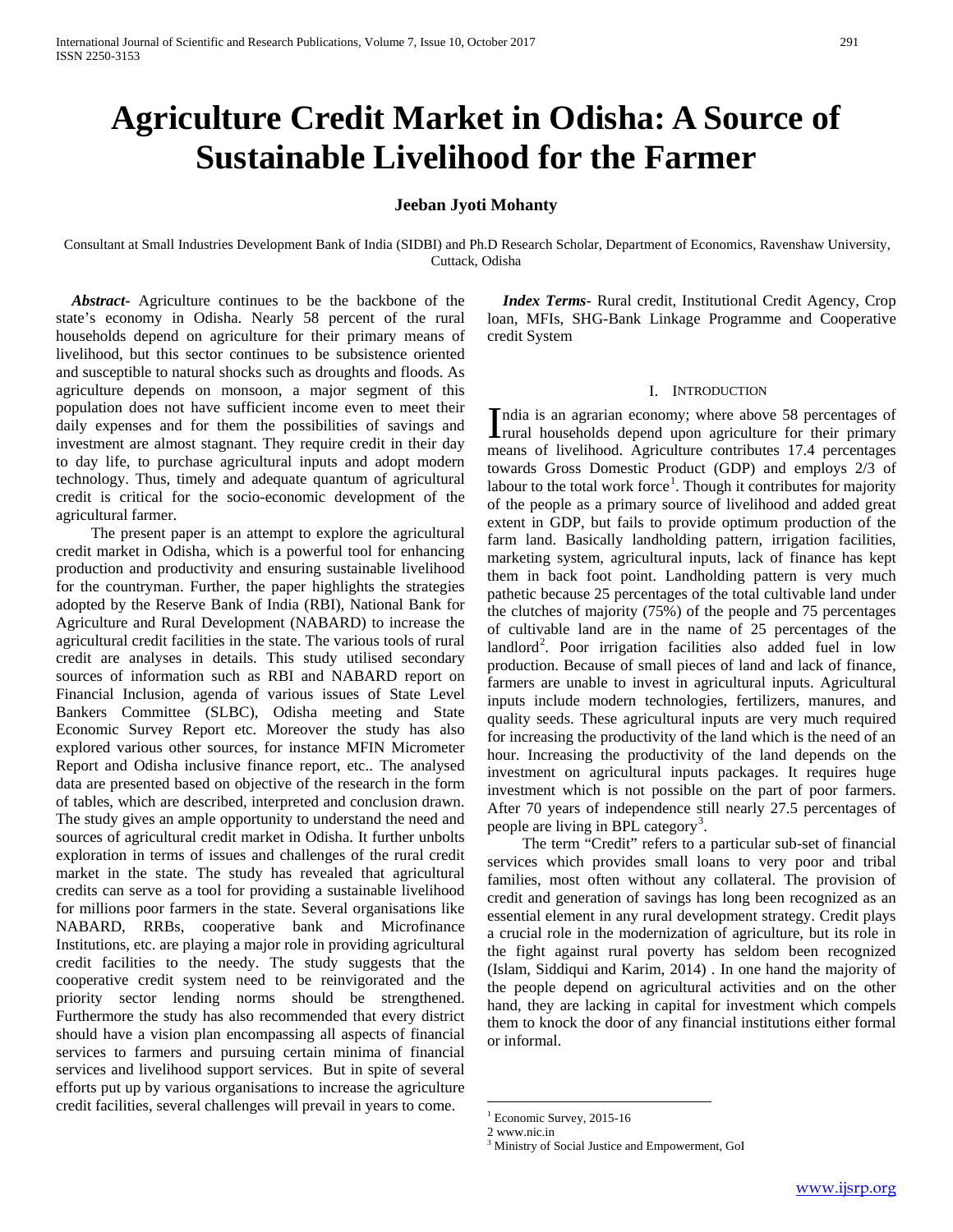# Agriculture Credit Market in Odisha: A Source of Sustainable Livelihood for the Farmer

**Jeeban Jyoti Mohanty**

Consultant at Small Industries Development Bank of India (SIDBI) and Ph.D Research Scholar, Department of Economics, Ravenshaw University, Cuttack, Odisha

***Abstract*-** Agriculture continues to be the backbone of the state's economy in Odisha. Nearly 58 percent of the rural households depend on agriculture for their primary means of livelihood, but this sector continues to be subsistence oriented and susceptible to natural shocks such as droughts and floods. As agriculture depends on monsoon, a major segment of this population does not have sufficient income even to meet their daily expenses and for them the possibilities of savings and investment are almost stagnant. They require credit in their day to day life, to purchase agricultural inputs and adopt modern technology. Thus, timely and adequate quantum of agricultural credit is critical for the socio-economic development of the agricultural farmer.

The present paper is an attempt to explore the agricultural credit market in Odisha, which is a powerful tool for enhancing production and productivity and ensuring sustainable livelihood for the countryman. Further, the paper highlights the strategies adopted by the Reserve Bank of India (RBI), National Bank for Agriculture and Rural Development (NABARD) to increase the agricultural credit facilities in the state. The various tools of rural credit are analyses in details. This study utilised secondary sources of information such as RBI and NABARD report on Financial Inclusion, agenda of various issues of State Level Bankers Committee (SLBC), Odisha meeting and State Economic Survey Report etc. Moreover the study has also explored various other sources, for instance MFIN Micrometer Report and Odisha inclusive finance report, etc.. The analysed data are presented based on objective of the research in the form of tables, which are described, interpreted and conclusion drawn. The study gives an ample opportunity to understand the need and sources of agricultural credit market in Odisha. It further unbolts exploration in terms of issues and challenges of the rural credit market in the state. The study has revealed that agricultural credits can serve as a tool for providing a sustainable livelihood for millions poor farmers in the state. Several organisations like NABARD, RRBs, cooperative bank and Microfinance Institutions, etc. are playing a major role in providing agricultural credit facilities to the needy. The study suggests that the cooperative credit system need to be reinvigorated and the priority sector lending norms should be strengthened. Furthermore the study has also recommended that every district should have a vision plan encompassing all aspects of financial services to farmers and pursuing certain minima of financial services and livelihood support services. But in spite of several efforts put up by various organisations to increase the agriculture credit facilities, several challenges will prevail in years to come.

***Index Terms*-** Rural credit, Institutional Credit Agency, Crop loan, MFIs, SHG-Bank Linkage Programme and Cooperative credit System

## I. Introduction

India is an agrarian economy; where above 58 percentages of rural households depend upon agriculture for their primary means of livelihood. Agriculture contributes 17.4 percentages towards Gross Domestic Product (GDP) and employs 2/3 of labour to the total work force[1]. Though it contributes for majority of the people as a primary source of livelihood and added great extent in GDP, but fails to provide optimum production of the farm land. Basically landholding pattern, irrigation facilities, marketing system, agricultural inputs, lack of finance has kept them in back foot point. Landholding pattern is very much pathetic because 25 percentages of the total cultivable land under the clutches of majority (75%) of the people and 75 percentages of cultivable land are in the name of 25 percentages of the landlord[2]. Poor irrigation facilities also added fuel in low production. Because of small pieces of land and lack of finance, farmers are unable to invest in agricultural inputs. Agricultural inputs include modern technologies, fertilizers, manures, and quality seeds. These agricultural inputs are very much required for increasing the productivity of the land which is the need of an hour. Increasing the productivity of the land depends on the investment on agricultural inputs packages. It requires huge investment which is not possible on the part of poor farmers. After 70 years of independence still nearly 27.5 percentages of people are living in BPL category[3].

The term "Credit" refers to a particular sub-set of financial services which provides small loans to very poor and tribal families, most often without any collateral. The provision of credit and generation of savings has long been recognized as an essential element in any rural development strategy. Credit plays a crucial role in the modernization of agriculture, but its role in the fight against rural poverty has seldom been recognized (Islam, Siddiqui and Karim, 2014) . In one hand the majority of the people depend on agricultural activities and on the other hand, they are lacking in capital for investment which compels them to knock the door of any financial institutions either formal or informal.

[1] Economic Survey, 2015-16

[2] www.nic.in

[3] Ministry of Social Justice and Empowerment, GoI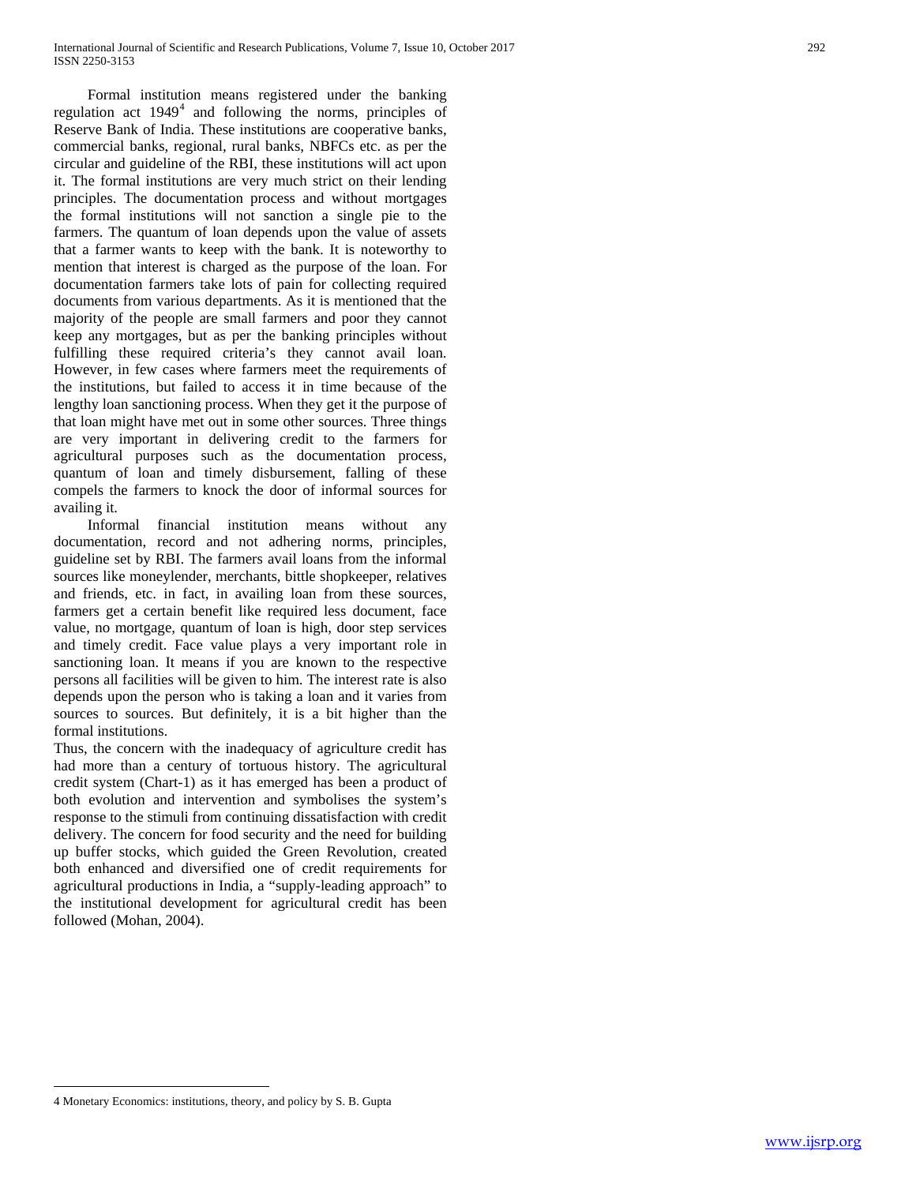Formal institution means registered under the banking regulation act 1949[4] and following the norms, principles of Reserve Bank of India. These institutions are cooperative banks, commercial banks, regional, rural banks, NBFCs etc. as per the circular and guideline of the RBI, these institutions will act upon it. The formal institutions are very much strict on their lending principles. The documentation process and without mortgages the formal institutions will not sanction a single pie to the farmers. The quantum of loan depends upon the value of assets that a farmer wants to keep with the bank. It is noteworthy to mention that interest is charged as the purpose of the loan. For documentation farmers take lots of pain for collecting required documents from various departments. As it is mentioned that the majority of the people are small farmers and poor they cannot keep any mortgages, but as per the banking principles without fulfilling these required criteria's they cannot avail loan. However, in few cases where farmers meet the requirements of the institutions, but failed to access it in time because of the lengthy loan sanctioning process. When they get it the purpose of that loan might have met out in some other sources. Three things are very important in delivering credit to the farmers for agricultural purposes such as the documentation process, quantum of loan and timely disbursement, falling of these compels the farmers to knock the door of informal sources for availing it.

Informal financial institution means without any documentation, record and not adhering norms, principles, guideline set by RBI. The farmers avail loans from the informal sources like moneylender, merchants, bittle shopkeeper, relatives and friends, etc. in fact, in availing loan from these sources, farmers get a certain benefit like required less document, face value, no mortgage, quantum of loan is high, door step services and timely credit. Face value plays a very important role in sanctioning loan. It means if you are known to the respective persons all facilities will be given to him. The interest rate is also depends upon the person who is taking a loan and it varies from sources to sources. But definitely, it is a bit higher than the formal institutions.

Thus, the concern with the inadequacy of agriculture credit has had more than a century of tortuous history. The agricultural credit system (Chart-1) as it has emerged has been a product of both evolution and intervention and symbolises the system's response to the stimuli from continuing dissatisfaction with credit delivery. The concern for food security and the need for building up buffer stocks, which guided the Green Revolution, created both enhanced and diversified one of credit requirements for agricultural productions in India, a "supply-leading approach" to the institutional development for agricultural credit has been followed (Mohan, 2004).

---

4 Monetary Economics: institutions, theory, and policy by S. B. Gupta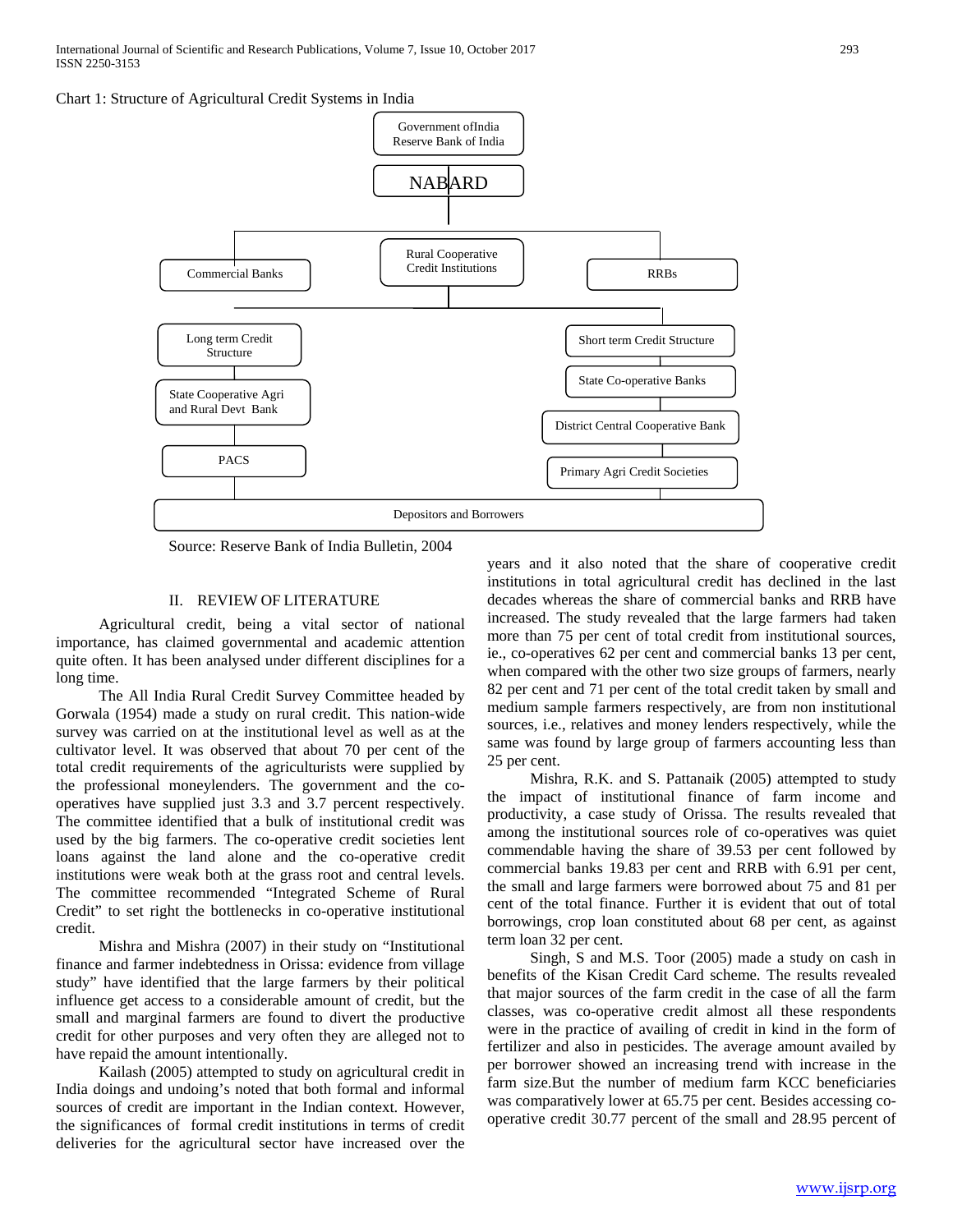Chart 1: Structure of Agricultural Credit Systems in India

Government ofIndia
Reserve Bank of India

NABARD

Commercial Banks | Rural Cooperative Credit Institutions | RRBs

Long term Credit Structure
State Cooperative Agri and Rural Devt Bank
PACS

Short term Credit Structure
State Co-operative Banks
District Central Cooperative Bank
Primary Agri Credit Societies

Depositors and Borrowers

Source: Reserve Bank of India Bulletin, 2004

## II. REVIEW OF LITERATURE

Agricultural credit, being a vital sector of national importance, has claimed governmental and academic attention quite often. It has been analysed under different disciplines for a long time.

The All India Rural Credit Survey Committee headed by Gorwala (1954) made a study on rural credit. This nation-wide survey was carried on at the institutional level as well as at the cultivator level. It was observed that about 70 per cent of the total credit requirements of the agriculturists were supplied by the professional moneylenders. The government and the co-operatives have supplied just 3.3 and 3.7 percent respectively. The committee identified that a bulk of institutional credit was used by the big farmers. The co-operative credit societies lent loans against the land alone and the co-operative credit institutions were weak both at the grass root and central levels. The committee recommended "Integrated Scheme of Rural Credit" to set right the bottlenecks in co-operative institutional credit.

Mishra and Mishra (2007) in their study on "Institutional finance and farmer indebtedness in Orissa: evidence from village study" have identified that the large farmers by their political influence get access to a considerable amount of credit, but the small and marginal farmers are found to divert the productive credit for other purposes and very often they are alleged not to have repaid the amount intentionally.

Kailash (2005) attempted to study on agricultural credit in India doings and undoing's noted that both formal and informal sources of credit are important in the Indian context. However, the significances of formal credit institutions in terms of credit deliveries for the agricultural sector have increased over the years and it also noted that the share of cooperative credit institutions in total agricultural credit has declined in the last decades whereas the share of commercial banks and RRB have increased. The study revealed that the large farmers had taken more than 75 per cent of total credit from institutional sources, ie., co-operatives 62 per cent and commercial banks 13 per cent, when compared with the other two size groups of farmers, nearly 82 per cent and 71 per cent of the total credit taken by small and medium sample farmers respectively, are from non institutional sources, i.e., relatives and money lenders respectively, while the same was found by large group of farmers accounting less than 25 per cent.

Mishra, R.K. and S. Pattanaik (2005) attempted to study the impact of institutional finance of farm income and productivity, a case study of Orissa. The results revealed that among the institutional sources role of co-operatives was quiet commendable having the share of 39.53 per cent followed by commercial banks 19.83 per cent and RRB with 6.91 per cent, the small and large farmers were borrowed about 75 and 81 per cent of the total finance. Further it is evident that out of total borrowings, crop loan constituted about 68 per cent, as against term loan 32 per cent.

Singh, S and M.S. Toor (2005) made a study on cash in benefits of the Kisan Credit Card scheme. The results revealed that major sources of the farm credit in the case of all the farm classes, was co-operative credit almost all these respondents were in the practice of availing of credit in kind in the form of fertilizer and also in pesticides. The average amount availed by per borrower showed an increasing trend with increase in the farm size.But the number of medium farm KCC beneficiaries was comparatively lower at 65.75 per cent. Besides accessing co-operative credit 30.77 percent of the small and 28.95 percent of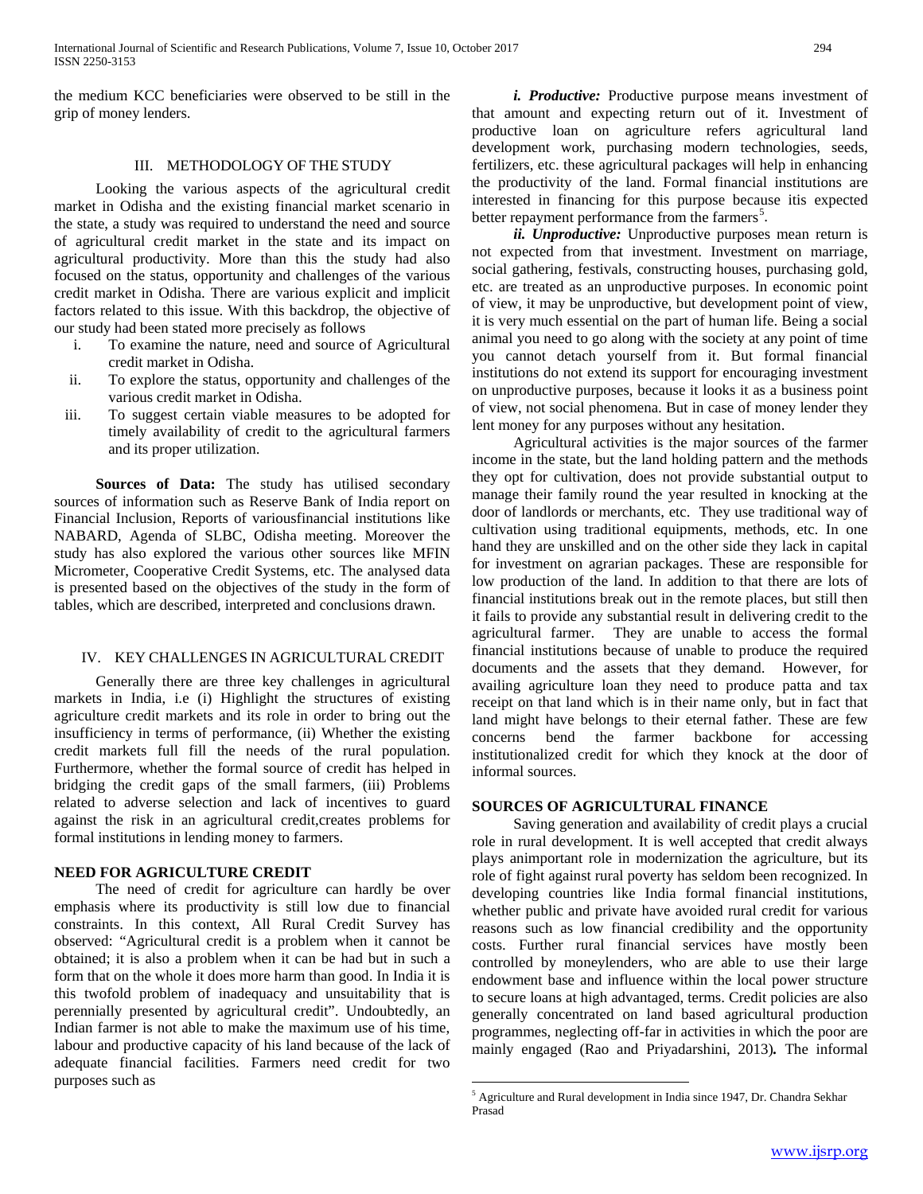the medium KCC beneficiaries were observed to be still in the grip of money lenders.

## III. METHODOLOGY OF THE STUDY

Looking the various aspects of the agricultural credit market in Odisha and the existing financial market scenario in the state, a study was required to understand the need and source of agricultural credit market in the state and its impact on agricultural productivity. More than this the study had also focused on the status, opportunity and challenges of the various credit market in Odisha. There are various explicit and implicit factors related to this issue. With this backdrop, the objective of our study had been stated more precisely as follows

i. To examine the nature, need and source of Agricultural credit market in Odisha.
ii. To explore the status, opportunity and challenges of the various credit market in Odisha.
iii. To suggest certain viable measures to be adopted for timely availability of credit to the agricultural farmers and its proper utilization.

**Sources of Data:** The study has utilised secondary sources of information such as Reserve Bank of India report on Financial Inclusion, Reports of variousfinancial institutions like NABARD, Agenda of SLBC, Odisha meeting. Moreover the study has also explored the various other sources like MFIN Micrometer, Cooperative Credit Systems, etc. The analysed data is presented based on the objectives of the study in the form of tables, which are described, interpreted and conclusions drawn.

## IV. KEY CHALLENGES IN AGRICULTURAL CREDIT

Generally there are three key challenges in agricultural markets in India, i.e (i) Highlight the structures of existing agriculture credit markets and its role in order to bring out the insufficiency in terms of performance, (ii) Whether the existing credit markets full fill the needs of the rural population. Furthermore, whether the formal source of credit has helped in bridging the credit gaps of the small farmers, (iii) Problems related to adverse selection and lack of incentives to guard against the risk in an agricultural credit,creates problems for formal institutions in lending money to farmers.

### NEED FOR AGRICULTURE CREDIT

The need of credit for agriculture can hardly be over emphasis where its productivity is still low due to financial constraints. In this context, All Rural Credit Survey has observed: "Agricultural credit is a problem when it cannot be obtained; it is also a problem when it can be had but in such a form that on the whole it does more harm than good. In India it is this twofold problem of inadequacy and unsuitability that is perennially presented by agricultural credit". Undoubtedly, an Indian farmer is not able to make the maximum use of his time, labour and productive capacity of his land because of the lack of adequate financial facilities. Farmers need credit for two purposes such as

***i. Productive:*** Productive purpose means investment of that amount and expecting return out of it. Investment of productive loan on agriculture refers agricultural land development work, purchasing modern technologies, seeds, fertilizers, etc. these agricultural packages will help in enhancing the productivity of the land. Formal financial institutions are interested in financing for this purpose because itis expected better repayment performance from the farmers[5].

***ii. Unproductive:*** Unproductive purposes mean return is not expected from that investment. Investment on marriage, social gathering, festivals, constructing houses, purchasing gold, etc. are treated as an unproductive purposes. In economic point of view, it may be unproductive, but development point of view, it is very much essential on the part of human life. Being a social animal you need to go along with the society at any point of time you cannot detach yourself from it. But formal financial institutions do not extend its support for encouraging investment on unproductive purposes, because it looks it as a business point of view, not social phenomena. But in case of money lender they lent money for any purposes without any hesitation.

Agricultural activities is the major sources of the farmer income in the state, but the land holding pattern and the methods they opt for cultivation, does not provide substantial output to manage their family round the year resulted in knocking at the door of landlords or merchants, etc. They use traditional way of cultivation using traditional equipments, methods, etc. In one hand they are unskilled and on the other side they lack in capital for investment on agrarian packages. These are responsible for low production of the land. In addition to that there are lots of financial institutions break out in the remote places, but still then it fails to provide any substantial result in delivering credit to the agricultural farmer. They are unable to access the formal financial institutions because of unable to produce the required documents and the assets that they demand. However, for availing agriculture loan they need to produce patta and tax receipt on that land which is in their name only, but in fact that land might have belongs to their eternal father. These are few concerns bend the farmer backbone for accessing institutionalized credit for which they knock at the door of informal sources.

### SOURCES OF AGRICULTURAL FINANCE

Saving generation and availability of credit plays a crucial role in rural development. It is well accepted that credit always plays animportant role in modernization the agriculture, but its role of fight against rural poverty has seldom been recognized. In developing countries like India formal financial institutions, whether public and private have avoided rural credit for various reasons such as low financial credibility and the opportunity costs. Further rural financial services have mostly been controlled by moneylenders, who are able to use their large endowment base and influence within the local power structure to secure loans at high advantaged, terms. Credit policies are also generally concentrated on land based agricultural production programmes, neglecting off-far in activities in which the poor are mainly engaged (Rao and Priyadarshini, 2013). The informal

[5] Agriculture and Rural development in India since 1947, Dr. Chandra Sekhar Prasad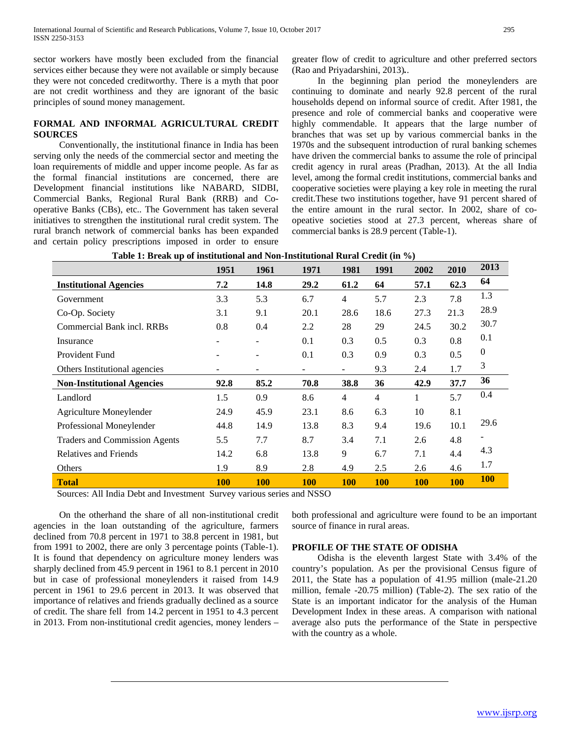sector workers have mostly been excluded from the financial services either because they were not available or simply because they were not conceded creditworthy. There is a myth that poor are not credit worthiness and they are ignorant of the basic principles of sound money management.

## FORMAL AND INFORMAL AGRICULTURAL CREDIT SOURCES

Conventionally, the institutional finance in India has been serving only the needs of the commercial sector and meeting the loan requirements of middle and upper income people. As far as the formal financial institutions are concerned, there are Development financial institutions like NABARD, SIDBI, Commercial Banks, Regional Rural Bank (RRB) and Co-operative Banks (CBs), etc.. The Government has taken several initiatives to strengthen the institutional rural credit system. The rural branch network of commercial banks has been expanded and certain policy prescriptions imposed in order to ensure greater flow of credit to agriculture and other preferred sectors (Rao and Priyadarshini, 2013)..

In the beginning plan period the moneylenders are continuing to dominate and nearly 92.8 percent of the rural households depend on informal source of credit. After 1981, the presence and role of commercial banks and cooperative were highly commendable. It appears that the large number of branches that was set up by various commercial banks in the 1970s and the subsequent introduction of rural banking schemes have driven the commercial banks to assume the role of principal credit agency in rural areas (Pradhan, 2013). At the all India level, among the formal credit institutions, commercial banks and cooperative societies were playing a key role in meeting the rural credit.These two institutions together, have 91 percent shared of the entire amount in the rural sector. In 2002, share of co-opeative societies stood at 27.3 percent, whereas share of commercial banks is 28.9 percent (Table-1).

**Table 1: Break up of institutional and Non-Institutional Rural Credit (in %)**

| | 1951 | 1961 | 1971 | 1981 | 1991 | 2002 | 2010 | 2013 |
|---|---|---|---|---|---|---|---|---|
| **Institutional Agencies** | **7.2** | **14.8** | **29.2** | **61.2** | **64** | **57.1** | **62.3** | **64** |
| Government | 3.3 | 5.3 | 6.7 | 4 | 5.7 | 2.3 | 7.8 | 1.3 |
| Co-Op. Society | 3.1 | 9.1 | 20.1 | 28.6 | 18.6 | 27.3 | 21.3 | 28.9 |
| Commercial Bank incl. RRBs | 0.8 | 0.4 | 2.2 | 28 | 29 | 24.5 | 30.2 | 30.7 |
| Insurance | - | - | 0.1 | 0.3 | 0.5 | 0.3 | 0.8 | 0.1 |
| Provident Fund | - | - | 0.1 | 0.3 | 0.9 | 0.3 | 0.5 | 0 |
| Others Institutional agencies | - | - | - | - | 9.3 | 2.4 | 1.7 | 3 |
| **Non-Institutional Agencies** | **92.8** | **85.2** | **70.8** | **38.8** | **36** | **42.9** | **37.7** | **36** |
| Landlord | 1.5 | 0.9 | 8.6 | 4 | 4 | 1 | 5.7 | 0.4 |
| Agriculture Moneylender | 24.9 | 45.9 | 23.1 | 8.6 | 6.3 | 10 | 8.1 | |
| Professional Moneylender | 44.8 | 14.9 | 13.8 | 8.3 | 9.4 | 19.6 | 10.1 | 29.6 |
| Traders and Commission Agents | 5.5 | 7.7 | 8.7 | 3.4 | 7.1 | 2.6 | 4.8 | - |
| Relatives and Friends | 14.2 | 6.8 | 13.8 | 9 | 6.7 | 7.1 | 4.4 | 4.3 |
| Others | 1.9 | 8.9 | 2.8 | 4.9 | 2.5 | 2.6 | 4.6 | 1.7 |
| **Total** | **100** | **100** | **100** | **100** | **100** | **100** | **100** | **100** |

Sources: All India Debt and Investment Survey various series and NSSO

On the otherhand the share of all non-institutional credit agencies in the loan outstanding of the agriculture, farmers declined from 70.8 percent in 1971 to 38.8 percent in 1981, but from 1991 to 2002, there are only 3 percentage points (Table-1). It is found that dependency on agriculture money lenders was sharply declined from 45.9 percent in 1961 to 8.1 percent in 2010 but in case of professional moneylenders it raised from 14.9 percent in 1961 to 29.6 percent in 2013. It was observed that importance of relatives and friends gradually declined as a source of credit. The share fell from 14.2 percent in 1951 to 4.3 percent in 2013. From non-institutional credit agencies, money lenders – both professional and agriculture were found to be an important source of finance in rural areas.

## PROFILE OF THE STATE OF ODISHA

Odisha is the eleventh largest State with 3.4% of the country's population. As per the provisional Census figure of 2011, the State has a population of 41.95 million (male-21.20 million, female -20.75 million) (Table-2). The sex ratio of the State is an important indicator for the analysis of the Human Development Index in these areas. A comparison with national average also puts the performance of the State in perspective with the country as a whole.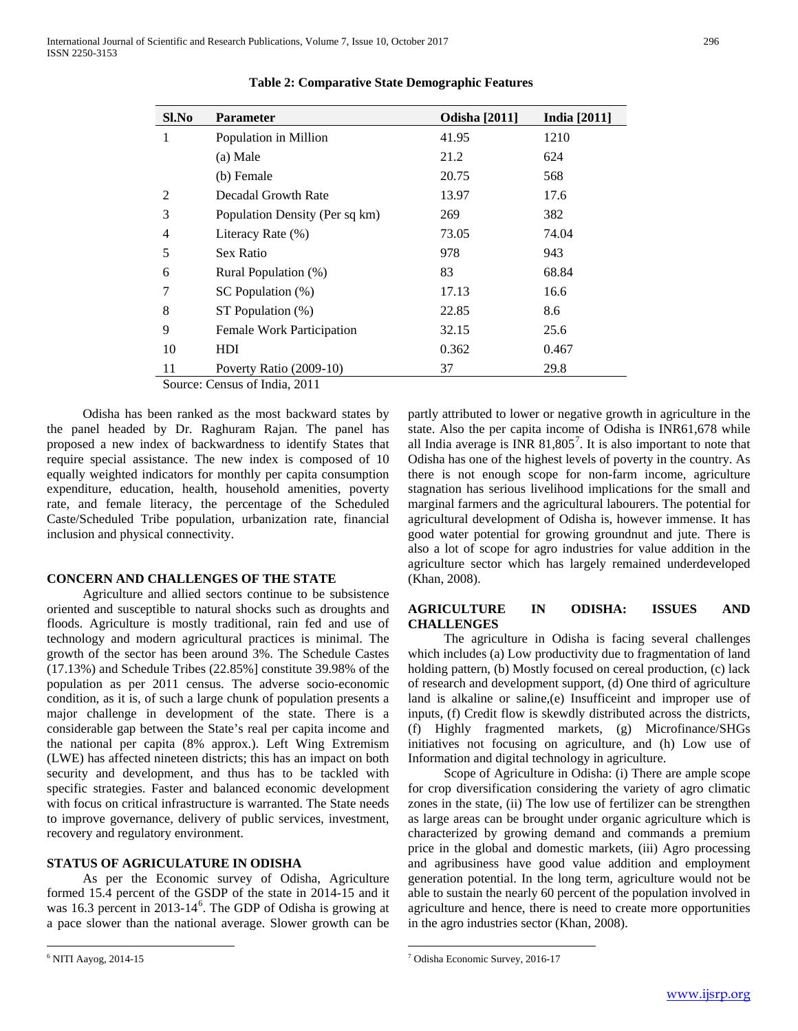**Table 2: Comparative State Demographic Features**

| Sl.No | Parameter | Odisha [2011] | India [2011] |
|---|---|---|---|
| 1 | Population in Million | 41.95 | 1210 |
| | (a) Male | 21.2 | 624 |
| | (b) Female | 20.75 | 568 |
| 2 | Decadal Growth Rate | 13.97 | 17.6 |
| 3 | Population Density (Per sq km) | 269 | 382 |
| 4 | Literacy Rate (%) | 73.05 | 74.04 |
| 5 | Sex Ratio | 978 | 943 |
| 6 | Rural Population (%) | 83 | 68.84 |
| 7 | SC Population (%) | 17.13 | 16.6 |
| 8 | ST Population (%) | 22.85 | 8.6 |
| 9 | Female Work Participation | 32.15 | 25.6 |
| 10 | HDI | 0.362 | 0.467 |
| 11 | Poverty Ratio (2009-10) | 37 | 29.8 |

Source: Census of India, 2011

Odisha has been ranked as the most backward states by the panel headed by Dr. Raghuram Rajan. The panel has proposed a new index of backwardness to identify States that require special assistance. The new index is composed of 10 equally weighted indicators for monthly per capita consumption expenditure, education, health, household amenities, poverty rate, and female literacy, the percentage of the Scheduled Caste/Scheduled Tribe population, urbanization rate, financial inclusion and physical connectivity.

## CONCERN AND CHALLENGES OF THE STATE

Agriculture and allied sectors continue to be subsistence oriented and susceptible to natural shocks such as droughts and floods. Agriculture is mostly traditional, rain fed and use of technology and modern agricultural practices is minimal. The growth of the sector has been around 3%. The Schedule Castes (17.13%) and Schedule Tribes (22.85%] constitute 39.98% of the population as per 2011 census. The adverse socio-economic condition, as it is, of such a large chunk of population presents a major challenge in development of the state. There is a considerable gap between the State's real per capita income and the national per capita (8% approx.). Left Wing Extremism (LWE) has affected nineteen districts; this has an impact on both security and development, and thus has to be tackled with specific strategies. Faster and balanced economic development with focus on critical infrastructure is warranted. The State needs to improve governance, delivery of public services, investment, recovery and regulatory environment.

## STATUS OF AGRICULATURE IN ODISHA

As per the Economic survey of Odisha, Agriculture formed 15.4 percent of the GSDP of the state in 2014-15 and it was 16.3 percent in 2013-14[6]. The GDP of Odisha is growing at a pace slower than the national average. Slower growth can be partly attributed to lower or negative growth in agriculture in the state. Also the per capita income of Odisha is INR61,678 while all India average is INR 81,805[7]. It is also important to note that Odisha has one of the highest levels of poverty in the country. As there is not enough scope for non-farm income, agriculture stagnation has serious livelihood implications for the small and marginal farmers and the agricultural labourers. The potential for agricultural development of Odisha is, however immense. It has good water potential for growing groundnut and jute. There is also a lot of scope for agro industries for value addition in the agriculture sector which has largely remained underdeveloped (Khan, 2008).

## AGRICULTURE IN ODISHA: ISSUES AND CHALLENGES

The agriculture in Odisha is facing several challenges which includes (a) Low productivity due to fragmentation of land holding pattern, (b) Mostly focused on cereal production, (c) lack of research and development support, (d) One third of agriculture land is alkaline or saline,(e) Insufficeint and improper use of inputs, (f) Credit flow is skewdly distributed across the districts, (f) Highly fragmented markets, (g) Microfinance/SHGs initiatives not focusing on agriculture, and (h) Low use of Information and digital technology in agriculture.

Scope of Agriculture in Odisha: (i) There are ample scope for crop diversification considering the variety of agro climatic zones in the state, (ii) The low use of fertilizer can be strengthen as large areas can be brought under organic agriculture which is characterized by growing demand and commands a premium price in the global and domestic markets, (iii) Agro processing and agribusiness have good value addition and employment generation potential. In the long term, agriculture would not be able to sustain the nearly 60 percent of the population involved in agriculture and hence, there is need to create more opportunities in the agro industries sector (Khan, 2008).

[6] NITI Aayog, 2014-15

[7] Odisha Economic Survey, 2016-17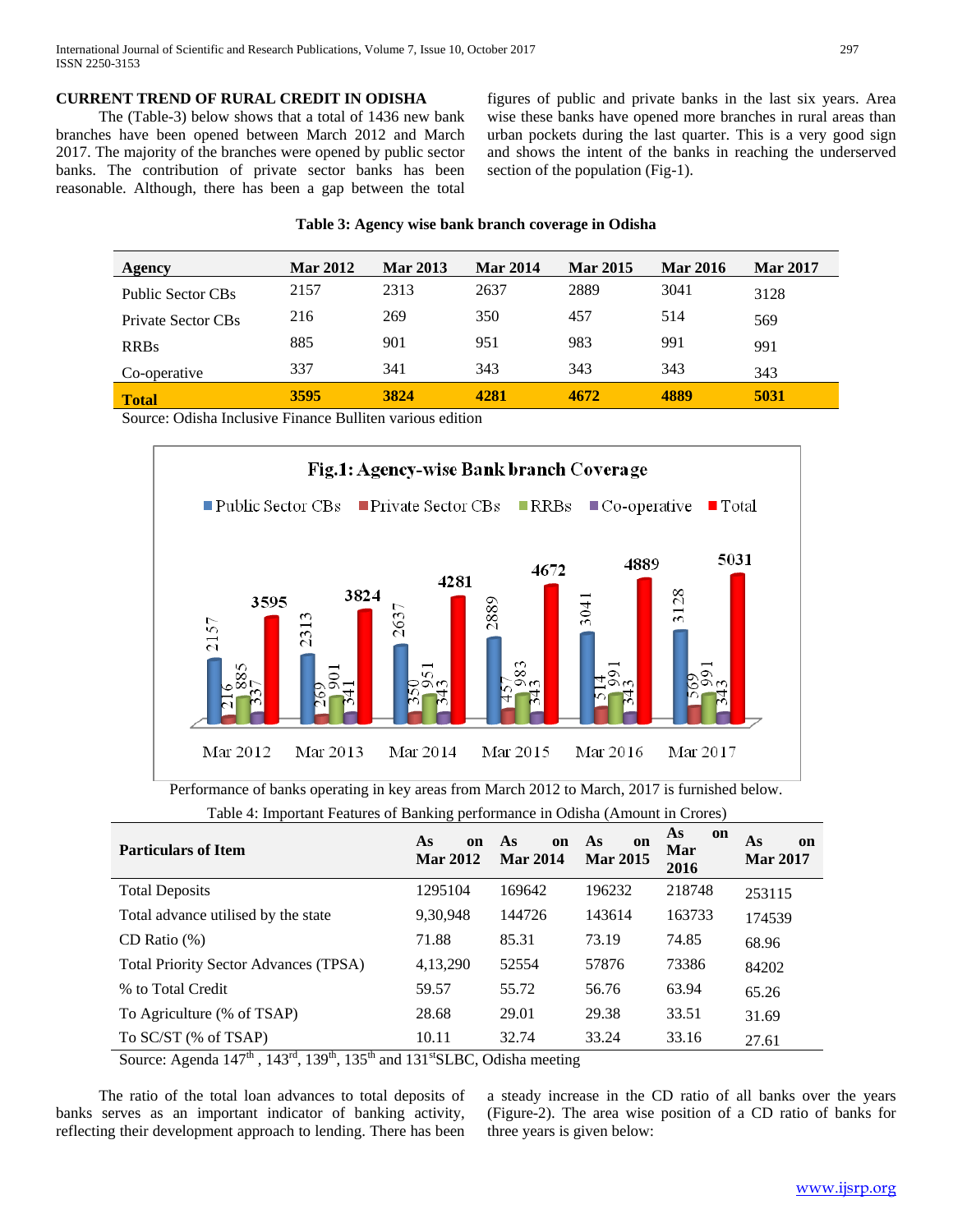### CURRENT TREND OF RURAL CREDIT IN ODISHA

The (Table-3) below shows that a total of 1436 new bank branches have been opened between March 2012 and March 2017. The majority of the branches were opened by public sector banks. The contribution of private sector banks has been reasonable. Although, there has been a gap between the total figures of public and private banks in the last six years. Area wise these banks have opened more branches in rural areas than urban pockets during the last quarter. This is a very good sign and shows the intent of the banks in reaching the underserved section of the population (Fig-1).

**Table 3: Agency wise bank branch coverage in Odisha**

| Agency | Mar 2012 | Mar 2013 | Mar 2014 | Mar 2015 | Mar 2016 | Mar 2017 |
|---|---|---|---|---|---|---|
| Public Sector CBs | 2157 | 2313 | 2637 | 2889 | 3041 | 3128 |
| Private Sector CBs | 216 | 269 | 350 | 457 | 514 | 569 |
| RRBs | 885 | 901 | 951 | 983 | 991 | 991 |
| Co-operative | 337 | 341 | 343 | 343 | 343 | 343 |
| **Total** | **3595** | **3824** | **4281** | **4672** | **4889** | **5031** |

Source: Odisha Inclusive Finance Bulliten various edition

**Fig.1: Agency-wise Bank branch Coverage**

| | Mar 2012 | Mar 2013 | Mar 2014 | Mar 2015 | Mar 2016 | Mar 2017 |
|---|---|---|---|---|---|---|
| Public Sector CBs | 2157 | 2313 | 2637 | 2889 | 3041 | 3128 |
| Private Sector CBs | 216 | 269 | 350 | 457 | 514 | 569 |
| RRBs | 885 | 901 | 951 | 983 | 991 | 991 |
| Co-operative | 337 | 341 | 343 | 343 | 343 | 343 |
| Total | 3595 | 3824 | 4281 | 4672 | 4889 | 5031 |

Performance of banks operating in key areas from March 2012 to March, 2017 is furnished below.

Table 4: Important Features of Banking performance in Odisha (Amount in Crores)

| Particulars of Item | As on Mar 2012 | As on Mar 2014 | As on Mar 2015 | As on Mar 2016 | As on Mar 2017 |
|---|---|---|---|---|---|
| Total Deposits | 1295104 | 169642 | 196232 | 218748 | 253115 |
| Total advance utilised by the state | 9,30,948 | 144726 | 143614 | 163733 | 174539 |
| CD Ratio (%) | 71.88 | 85.31 | 73.19 | 74.85 | 68.96 |
| Total Priority Sector Advances (TPSA) | 4,13,290 | 52554 | 57876 | 73386 | 84202 |
| % to Total Credit | 59.57 | 55.72 | 56.76 | 63.94 | 65.26 |
| To Agriculture (% of TSAP) | 28.68 | 29.01 | 29.38 | 33.51 | 31.69 |
| To SC/ST (% of TSAP) | 10.11 | 32.74 | 33.24 | 33.16 | 27.61 |

Source: Agenda 147th, 143rd, 139th, 135th and 131st SLBC, Odisha meeting

The ratio of the total loan advances to total deposits of banks serves as an important indicator of banking activity, reflecting their development approach to lending. There has been a steady increase in the CD ratio of all banks over the years (Figure-2). The area wise position of a CD ratio of banks for three years is given below: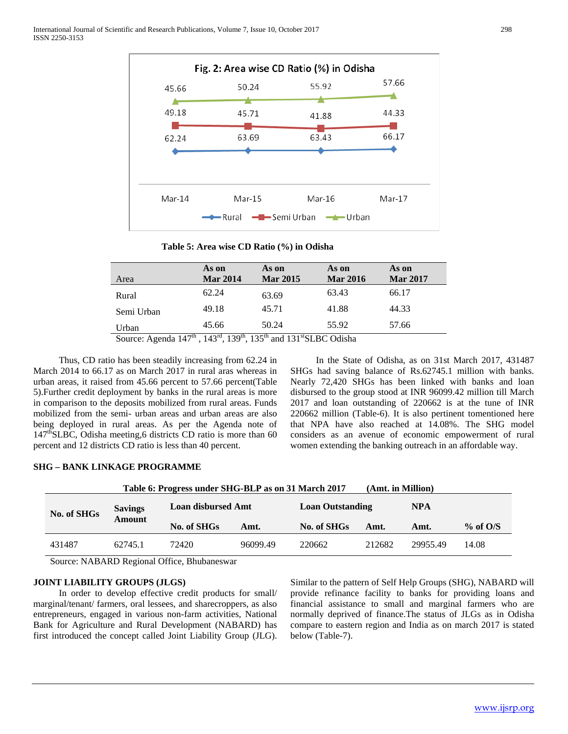Fig. 2: Area wise CD Ratio (%) in Odisha

| | Mar-14 | Mar-15 | Mar-16 | Mar-17 |
|---|---|---|---|---|
| Rural | 62.24 | 63.69 | 63.43 | 66.17 |
| Semi Urban | 49.18 | 45.71 | 41.88 | 44.33 |
| Urban | 45.66 | 50.24 | 55.92 | 57.66 |

**Table 5: Area wise CD Ratio (%) in Odisha**

| Area | As on Mar 2014 | As on Mar 2015 | As on Mar 2016 | As on Mar 2017 |
|---|---|---|---|---|
| Rural | 62.24 | 63.69 | 63.43 | 66.17 |
| Semi Urban | 49.18 | 45.71 | 41.88 | 44.33 |
| Urban | 45.66 | 50.24 | 55.92 | 57.66 |

Source: Agenda 147th , 143rd, 139th, 135th and 131stSLBC Odisha

Thus, CD ratio has been steadily increasing from 62.24 in March 2014 to 66.17 as on March 2017 in rural aras whereas in urban areas, it raised from 45.66 percent to 57.66 percent(Table 5).Further credit deployment by banks in the rural areas is more in comparison to the deposits mobilized from rural areas. Funds mobilized from the semi- urban areas and urban areas are also being deployed in rural areas. As per the Agenda note of 147thSLBC, Odisha meeting,6 districts CD ratio is more than 60 percent and 12 districts CD ratio is less than 40 percent.

In the State of Odisha, as on 31st March 2017, 431487 SHGs had saving balance of Rs.62745.1 million with banks. Nearly 72,420 SHGs has been linked with banks and loan disbursed to the group stood at INR 96099.42 million till March 2017 and loan outstanding of 220662 is at the tune of INR 220662 million (Table-6). It is also pertinent tomentioned here that NPA have also reached at 14.08%. The SHG model considers as an avenue of economic empowerment of rural women extending the banking outreach in an affordable way.

## SHG – BANK LINKAGE PROGRAMME

**Table 6: Progress under SHG-BLP as on 31 March 2017 (Amt. in Million)**

| No. of SHGs | Savings Amount | Loan disbursed Amt | | Loan Outstanding | | NPA | |
|---|---|---|---|---|---|---|---|
| | | No. of SHGs | Amt. | No. of SHGs | Amt. | Amt. | % of O/S |
| 431487 | 62745.1 | 72420 | 96099.49 | 220662 | 212682 | 29955.49 | 14.08 |

Source: NABARD Regional Office, Bhubaneswar

## JOINT LIABILITY GROUPS (JLGS)

In order to develop effective credit products for small/ marginal/tenant/ farmers, oral lessees, and sharecroppers, as also entrepreneurs, engaged in various non-farm activities, National Bank for Agriculture and Rural Development (NABARD) has first introduced the concept called Joint Liability Group (JLG). Similar to the pattern of Self Help Groups (SHG), NABARD will provide refinance facility to banks for providing loans and financial assistance to small and marginal farmers who are normally deprived of finance.The status of JLGs as in Odisha compare to eastern region and India as on march 2017 is stated below (Table-7).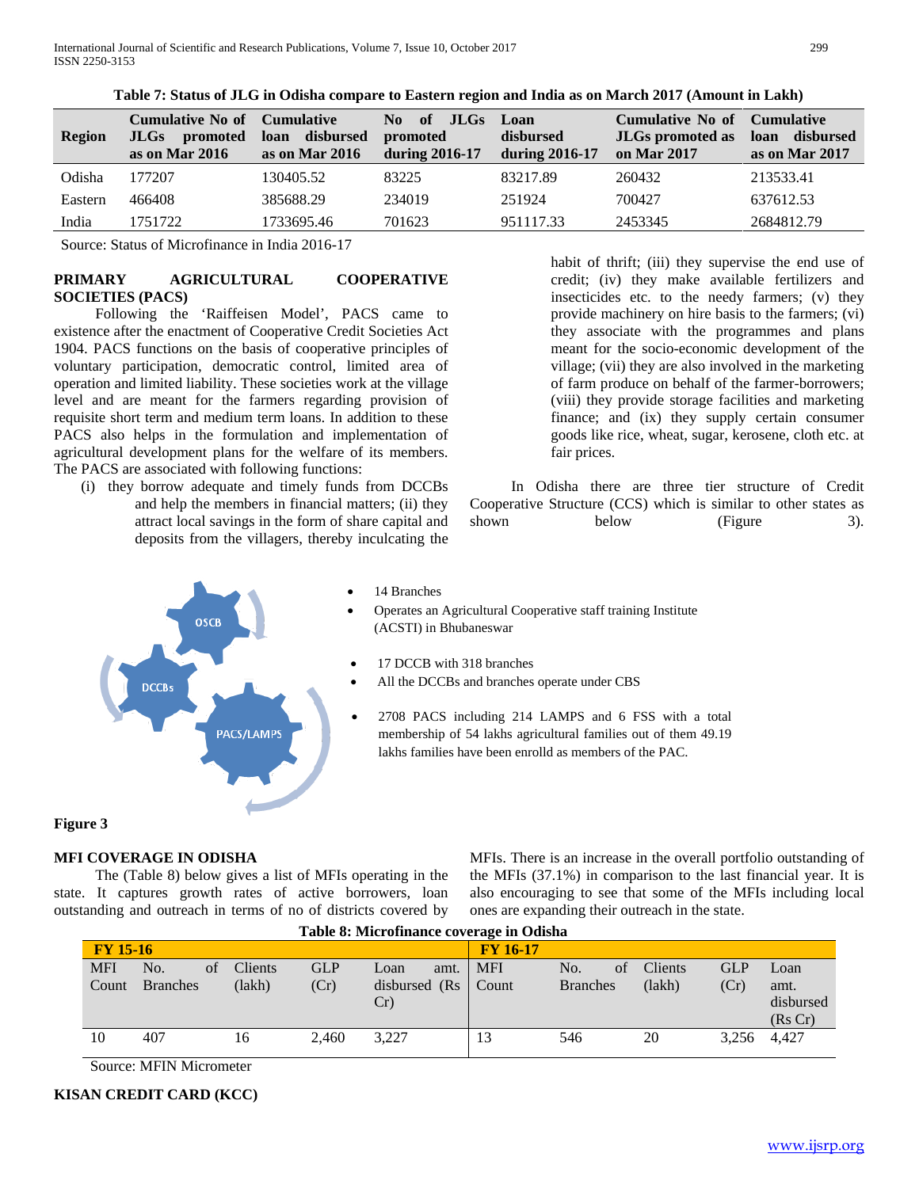**Table 7: Status of JLG in Odisha compare to Eastern region and India as on March 2017 (Amount in Lakh)**

| Region | Cumulative No of JLGs promoted as on Mar 2016 | Cumulative loan disbursed as on Mar 2016 | No of JLGs promoted during 2016-17 | Loan disbursed during 2016-17 | Cumulative No of JLGs promoted as on Mar 2017 | Cumulative loan disbursed as on Mar 2017 |
|---|---|---|---|---|---|---|
| Odisha | 177207 | 130405.52 | 83225 | 83217.89 | 260432 | 213533.41 |
| Eastern | 466408 | 385688.29 | 234019 | 251924 | 700427 | 637612.53 |
| India | 1751722 | 1733695.46 | 701623 | 951117.33 | 2453345 | 2684812.79 |

Source: Status of Microfinance in India 2016-17

## PRIMARY AGRICULTURAL COOPERATIVE SOCIETIES (PACS)

Following the 'Raiffeisen Model', PACS came to existence after the enactment of Cooperative Credit Societies Act 1904. PACS functions on the basis of cooperative principles of voluntary participation, democratic control, limited area of operation and limited liability. These societies work at the village level and are meant for the farmers regarding provision of requisite short term and medium term loans. In addition to these PACS also helps in the formulation and implementation of agricultural development plans for the welfare of its members. The PACS are associated with following functions:

(i) they borrow adequate and timely funds from DCCBs and help the members in financial matters; (ii) they attract local savings in the form of share capital and deposits from the villagers, thereby inculcating the habit of thrift; (iii) they supervise the end use of credit; (iv) they make available fertilizers and insecticides etc. to the needy farmers; (v) they provide machinery on hire basis to the farmers; (vi) they associate with the programmes and plans meant for the socio-economic development of the village; (vii) they are also involved in the marketing of farm produce on behalf of the farmer-borrowers; (viii) they provide storage facilities and marketing finance; and (ix) they supply certain consumer goods like rice, wheat, sugar, kerosene, cloth etc. at fair prices.

In Odisha there are three tier structure of Credit Cooperative Structure (CCS) which is similar to other states as shown below (Figure 3).

OSCB
- 14 Branches
- Operates an Agricultural Cooperative staff training Institute (ACSTI) in Bhubaneswar

DCCBs
- 17 DCCB with 318 branches
- All the DCCBs and branches operate under CBS

PACS/LAMPS
- 2708 PACS including 214 LAMPS and 6 FSS with a total membership of 54 lakhs agricultural families out of them 49.19 lakhs families have been enrolld as members of the PAC.

**Figure 3**

## MFI COVERAGE IN ODISHA

The (Table 8) below gives a list of MFIs operating in the state. It captures growth rates of active borrowers, loan outstanding and outreach in terms of no of districts covered by MFIs. There is an increase in the overall portfolio outstanding of the MFIs (37.1%) in comparison to the last financial year. It is also encouraging to see that some of the MFIs including local ones are expanding their outreach in the state.

**Table 8: Microfinance coverage in Odisha**

| FY 15-16 | | | | | FY 16-17 | | | | |
|---|---|---|---|---|---|---|---|---|---|
| MFI Count | No. of Branches | Clients (lakh) | GLP (Cr) | Loan amt. disbursed (Rs Cr) | MFI Count | No. of Branches | Clients (lakh) | GLP (Cr) | Loan amt. disbursed (Rs Cr) |
| 10 | 407 | 16 | 2,460 | 3,227 | 13 | 546 | 20 | 3,256 | 4,427 |

Source: MFIN Micrometer

## KISAN CREDIT CARD (KCC)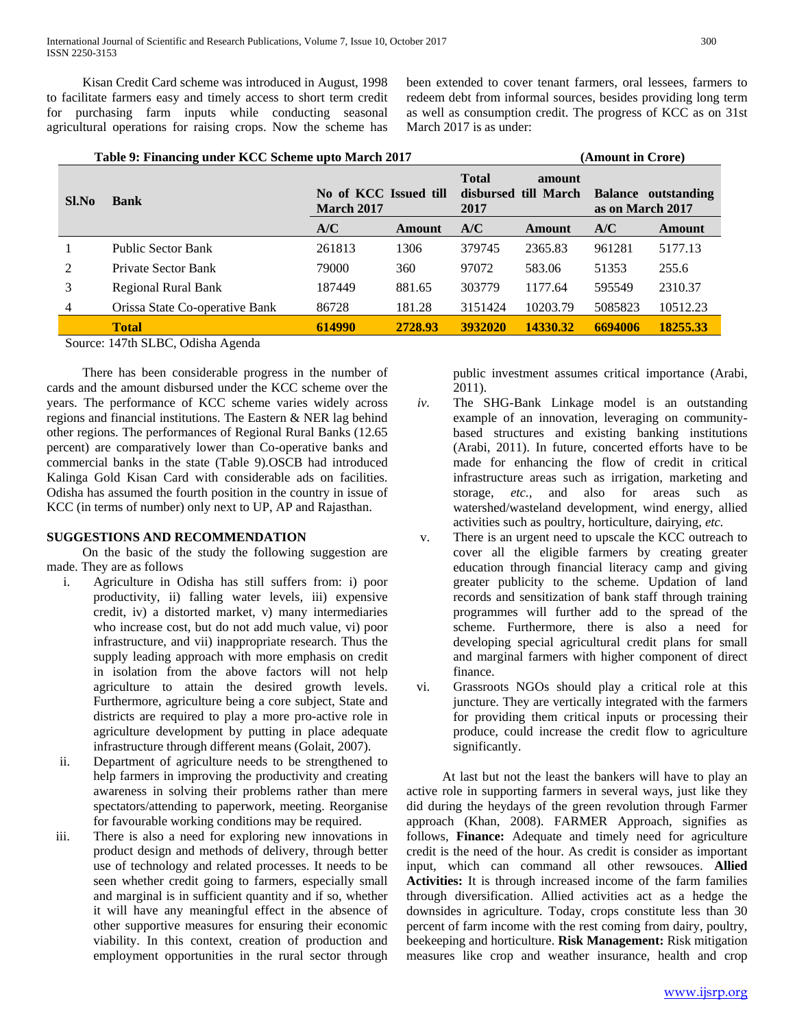Kisan Credit Card scheme was introduced in August, 1998 to facilitate farmers easy and timely access to short term credit for purchasing farm inputs while conducting seasonal agricultural operations for raising crops. Now the scheme has been extended to cover tenant farmers, oral lessees, farmers to redeem debt from informal sources, besides providing long term as well as consumption credit. The progress of KCC as on 31st March 2017 is as under:

**Table 9: Financing under KCC Scheme upto March 2017** **(Amount in Crore)**

| Sl.No | Bank | No of KCC Issued till March 2017 | | Total amount disbursed till March 2017 | | Balance outstanding as on March 2017 | |
|---|---|---|---|---|---|---|---|
| | | A/C | Amount | A/C | Amount | A/C | Amount |
| 1 | Public Sector Bank | 261813 | 1306 | 379745 | 2365.83 | 961281 | 5177.13 |
| 2 | Private Sector Bank | 79000 | 360 | 97072 | 583.06 | 51353 | 255.6 |
| 3 | Regional Rural Bank | 187449 | 881.65 | 303779 | 1177.64 | 595549 | 2310.37 |
| 4 | Orissa State Co-operative Bank | 86728 | 181.28 | 3151424 | 10203.79 | 5085823 | 10512.23 |
| | **Total** | **614990** | **2728.93** | **3932020** | **14330.32** | **6694006** | **18255.33** |

Source: 147th SLBC, Odisha Agenda

There has been considerable progress in the number of cards and the amount disbursed under the KCC scheme over the years. The performance of KCC scheme varies widely across regions and financial institutions. The Eastern & NER lag behind other regions. The performances of Regional Rural Banks (12.65 percent) are comparatively lower than Co-operative banks and commercial banks in the state (Table 9).OSCB had introduced Kalinga Gold Kisan Card with considerable ads on facilities. Odisha has assumed the fourth position in the country in issue of KCC (in terms of number) only next to UP, AP and Rajasthan.

## SUGGESTIONS AND RECOMMENDATION

On the basic of the study the following suggestion are made. They are as follows

i. Agriculture in Odisha has still suffers from: i) poor productivity, ii) falling water levels, iii) expensive credit, iv) a distorted market, v) many intermediaries who increase cost, but do not add much value, vi) poor infrastructure, and vii) inappropriate research. Thus the supply leading approach with more emphasis on credit in isolation from the above factors will not help agriculture to attain the desired growth levels. Furthermore, agriculture being a core subject, State and districts are required to play a more pro-active role in agriculture development by putting in place adequate infrastructure through different means (Golait, 2007).

ii. Department of agriculture needs to be strengthened to help farmers in improving the productivity and creating awareness in solving their problems rather than mere spectators/attending to paperwork, meeting. Reorganize for favourable working conditions may be required.

iii. There is also a need for exploring new innovations in product design and methods of delivery, through better use of technology and related processes. It needs to be seen whether credit going to farmers, especially small and marginal is in sufficient quantity and if so, whether it will have any meaningful effect in the absence of other supportive measures for ensuring their economic viability. In this context, creation of production and employment opportunities in the rural sector through public investment assumes critical importance (Arabi, 2011).

*iv.* The SHG-Bank Linkage model is an outstanding example of an innovation, leveraging on community-based structures and existing banking institutions (Arabi, 2011). In future, concerted efforts have to be made for enhancing the flow of credit in critical infrastructure areas such as irrigation, marketing and storage, *etc.,* and also for areas such as watershed/wasteland development, wind energy, allied activities such as poultry, horticulture, dairying, *etc.*

v. There is an urgent need to upscale the KCC outreach to cover all the eligible farmers by creating greater education through financial literacy camp and giving greater publicity to the scheme. Updation of land records and sensitization of bank staff through training programmes will further add to the spread of the scheme. Furthermore, there is also a need for developing special agricultural credit plans for small and marginal farmers with higher component of direct finance.

vi. Grassroots NGOs should play a critical role at this juncture. They are vertically integrated with the farmers for providing them critical inputs or processing their produce, could increase the credit flow to agriculture significantly.

At last but not the least the bankers will have to play an active role in supporting farmers in several ways, just like they did during the heydays of the green revolution through Farmer approach (Khan, 2008). FARMER Approach, signifies as follows, **Finance:** Adequate and timely need for agriculture credit is the need of the hour. As credit is consider as important input, which can command all other rewsouces. **Allied Activities:** It is through increased income of the farm families through diversification. Allied activities act as a hedge the downsides in agriculture. Today, crops constitute less than 30 percent of farm income with the rest coming from dairy, poultry, beekeeping and horticulture. **Risk Management:** Risk mitigation measures like crop and weather insurance, health and crop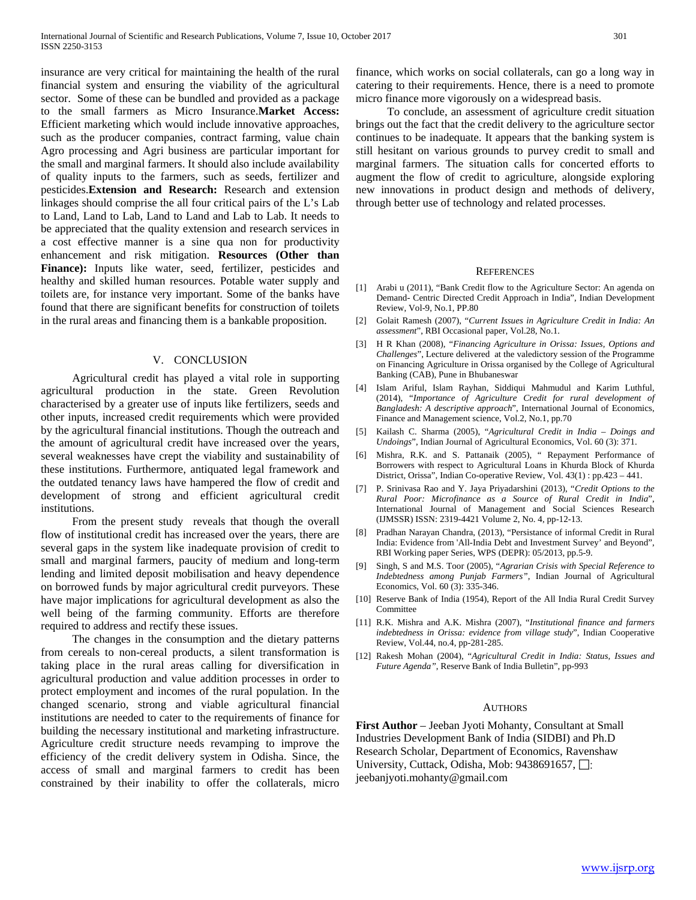insurance are very critical for maintaining the health of the rural financial system and ensuring the viability of the agricultural sector. Some of these can be bundled and provided as a package to the small farmers as Micro Insurance.**Market Access:** Efficient marketing which would include innovative approaches, such as the producer companies, contract farming, value chain Agro processing and Agri business are particular important for the small and marginal farmers. It should also include availability of quality inputs to the farmers, such as seeds, fertilizer and pesticides.**Extension and Research:** Research and extension linkages should comprise the all four critical pairs of the L's Lab to Land, Land to Lab, Land to Land and Lab to Lab. It needs to be appreciated that the quality extension and research services in a cost effective manner is a sine qua non for productivity enhancement and risk mitigation. **Resources (Other than Finance):** Inputs like water, seed, fertilizer, pesticides and healthy and skilled human resources. Potable water supply and toilets are, for instance very important. Some of the banks have found that there are significant benefits for construction of toilets in the rural areas and financing them is a bankable proposition.

## V. CONCLUSION

Agricultural credit has played a vital role in supporting agricultural production in the state. Green Revolution characterised by a greater use of inputs like fertilizers, seeds and other inputs, increased credit requirements which were provided by the agricultural financial institutions. Though the outreach and the amount of agricultural credit have increased over the years, several weaknesses have crept the viability and sustainability of these institutions. Furthermore, antiquated legal framework and the outdated tenancy laws have hampered the flow of credit and development of strong and efficient agricultural credit institutions.

From the present study reveals that though the overall flow of institutional credit has increased over the years, there are several gaps in the system like inadequate provision of credit to small and marginal farmers, paucity of medium and long-term lending and limited deposit mobilisation and heavy dependence on borrowed funds by major agricultural credit purveyors. These have major implications for agricultural development as also the well being of the farming community. Efforts are therefore required to address and rectify these issues.

The changes in the consumption and the dietary patterns from cereals to non-cereal products, a silent transformation is taking place in the rural areas calling for diversification in agricultural production and value addition processes in order to protect employment and incomes of the rural population. In the changed scenario, strong and viable agricultural financial institutions are needed to cater to the requirements of finance for building the necessary institutional and marketing infrastructure. Agriculture credit structure needs revamping to improve the efficiency of the credit delivery system in Odisha. Since, the access of small and marginal farmers to credit has been constrained by their inability to offer the collaterals, micro finance, which works on social collaterals, can go a long way in catering to their requirements. Hence, there is a need to promote micro finance more vigorously on a widespread basis.

To conclude, an assessment of agriculture credit situation brings out the fact that the credit delivery to the agriculture sector continues to be inadequate. It appears that the banking system is still hesitant on various grounds to purvey credit to small and marginal farmers. The situation calls for concerted efforts to augment the flow of credit to agriculture, alongside exploring new innovations in product design and methods of delivery, through better use of technology and related processes.

## REFERENCES

[1] Arabi u (2011), "Bank Credit flow to the Agriculture Sector: An agenda on Demand- Centric Directed Credit Approach in India", Indian Development Review, Vol-9, No.1, PP.80

[2] Golait Ramesh (2007), "*Current Issues in Agriculture Credit in India: An assessment*", RBI Occasional paper, Vol.28, No.1.

[3] H R Khan (2008), "*Financing Agriculture in Orissa: Issues, Options and Challenges*", Lecture delivered at the valedictory session of the Programme on Financing Agriculture in Orissa organised by the College of Agricultural Banking (CAB), Pune in Bhubaneswar

[4] Islam Ariful, Islam Rayhan, Siddiqui Mahmudul and Karim Luthful, (2014), "*Importance of Agriculture Credit for rural development of Bangladesh: A descriptive approach*", International Journal of Economics, Finance and Management science, Vol.2, No.1, pp.70

[5] Kailash C. Sharma (2005), "*Agricultural Credit in India – Doings and Undoings*", Indian Journal of Agricultural Economics, Vol. 60 (3): 371.

[6] Mishra, R.K. and S. Pattanaik (2005), " Repayment Performance of Borrowers with respect to Agricultural Loans in Khurda Block of Khurda District, Orissa", Indian Co-operative Review, Vol. 43(1) : pp.423 – 441.

[7] P. Srinivasa Rao and Y. Jaya Priyadarshini (2013), "*Credit Options to the Rural Poor: Microfinance as a Source of Rural Credit in India*", International Journal of Management and Social Sciences Research (IJMSSR) ISSN: 2319-4421 Volume 2, No. 4, pp-12-13.

[8] Pradhan Narayan Chandra, (2013), "Persistance of informal Credit in Rural India: Evidence from 'All-India Debt and Investment Survey' and Beyond", RBI Working paper Series, WPS (DEPR): 05/2013, pp.5-9.

[9] Singh, S and M.S. Toor (2005), "*Agrarian Crisis with Special Reference to Indebtedness among Punjab Farmers"*, Indian Journal of Agricultural Economics, Vol. 60 (3): 335-346.

[10] Reserve Bank of India (1954), Report of the All India Rural Credit Survey Committee

[11] R.K. Mishra and A.K. Mishra (2007), "*Institutional finance and farmers indebtedness in Orissa: evidence from village study*", Indian Cooperative Review, Vol.44, no.4, pp-281-285.

[12] Rakesh Mohan (2004), "*Agricultural Credit in India: Status, Issues and Future Agenda"*, Reserve Bank of India Bulletin", pp-993

## AUTHORS

**First Author** – Jeeban Jyoti Mohanty, Consultant at Small Industries Development Bank of India (SIDBI) and Ph.D Research Scholar, Department of Economics, Ravenshaw University, Cuttack, Odisha, Mob: 9438691657, □: jeebanjyoti.mohanty@gmail.com